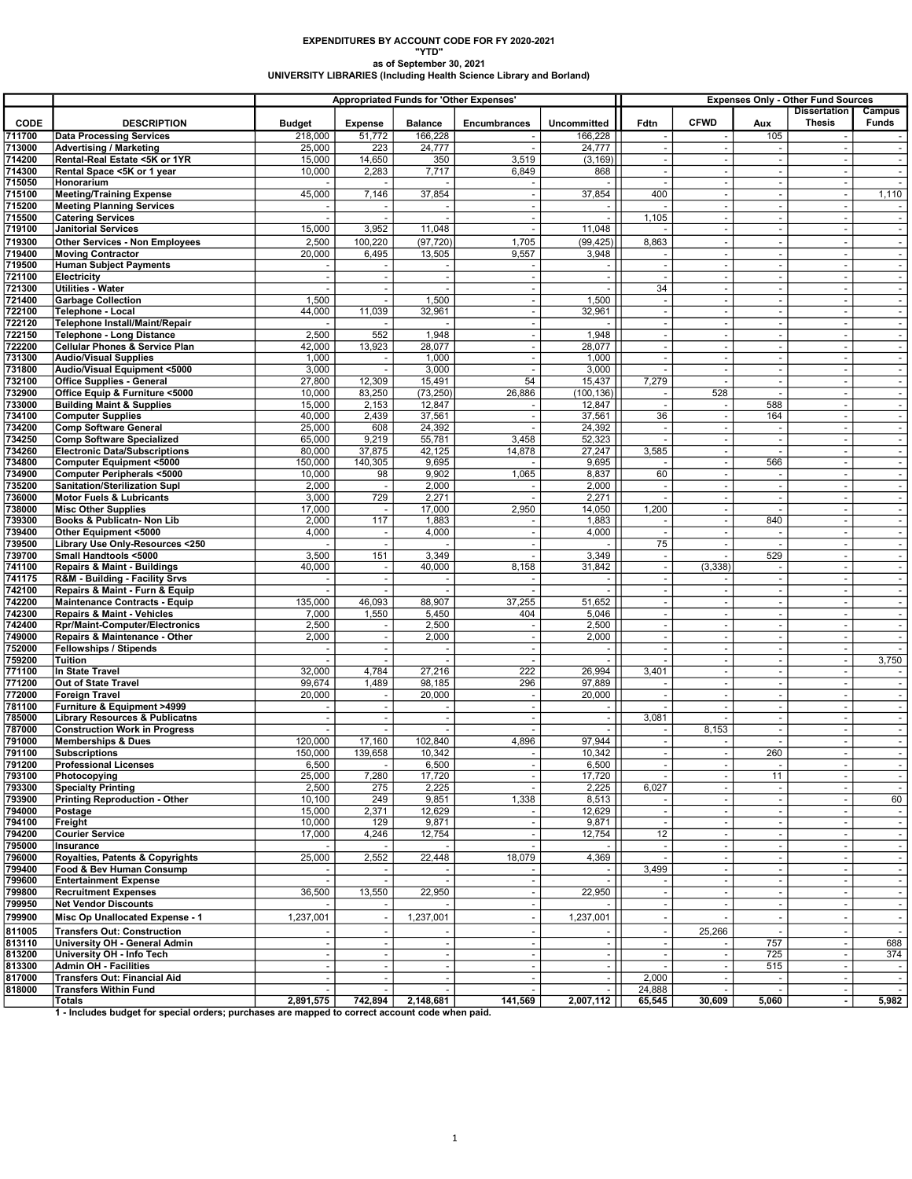# EXPENDITURES BY ACCOUNT CODE FOR FY 2020-2021
## "YTD"
### as of September 30, 2021
### UNIVERSITY LIBRARIES (Including Health Science Library and Borland)

| | | Appropriated Funds for 'Other Expenses' | | | | | Expenses Only - Other Fund Sources | | | | |
|---|---|---|---|---|---|---|---|---|---|---|---|
| CODE | DESCRIPTION | Budget | Expense | Balance | Encumbrances | Uncommitted | Fdtn | CFWD | Aux | Dissertation Thesis | Campus Funds |
| 711700 | Data Processing Services | 218,000 | 51,772 | 166,228 | - | 166,228 | - | - | 105 | - | - |
| 713000 | Advertising / Marketing | 25,000 | 223 | 24,777 | - | 24,777 | - | - | - | - | - |
| 714200 | Rental-Real Estate <5K or 1YR | 15,000 | 14,650 | 350 | 3,519 | (3,169) | - | - | - | - | - |
| 714300 | Rental Space <5K or 1 year | 10,000 | 2,283 | 7,717 | 6,849 | 868 | - | - | - | - | - |
| 715050 | Honorarium | - | - | - | - | - | - | - | - | - | - |
| 715100 | Meeting/Training Expense | 45,000 | 7,146 | 37,854 | - | 37,854 | 400 | - | - | - | 1,110 |
| 715200 | Meeting Planning Services | - | - | - | - | - | - | - | - | - | - |
| 715500 | Catering Services | - | - | - | - | - | 1,105 | - | - | - | - |
| 719100 | Janitorial Services | 15,000 | 3,952 | 11,048 | - | 11,048 | - | - | - | - | - |
| 719300 | Other Services - Non Employees | 2,500 | 100,220 | (97,720) | 1,705 | (99,425) | 8,863 | - | - | - | - |
| 719400 | Moving Contractor | 20,000 | 6,495 | 13,505 | 9,557 | 3,948 | - | - | - | - | - |
| 719500 | Human Subject Payments | - | - | - | - | - | - | - | - | - | - |
| 721100 | Electricity | - | - | - | - | - | - | - | - | - | - |
| 721300 | Utilities - Water | - | - | - | - | - | 34 | - | - | - | - |
| 721400 | Garbage Collection | 1,500 | - | 1,500 | - | 1,500 | - | - | - | - | - |
| 722100 | Telephone - Local | 44,000 | 11,039 | 32,961 | - | 32,961 | - | - | - | - | - |
| 722120 | Telephone Install/Maint/Repair | - | - | - | - | - | - | - | - | - | - |
| 722150 | Telephone - Long Distance | 2,500 | 552 | 1,948 | - | 1,948 | - | - | - | - | - |
| 722200 | Cellular Phones & Service Plan | 42,000 | 13,923 | 28,077 | - | 28,077 | - | - | - | - | - |
| 731300 | Audio/Visual Supplies | 1,000 | - | 1,000 | - | 1,000 | - | - | - | - | - |
| 731800 | Audio/Visual Equipment <5000 | 3,000 | - | 3,000 | - | 3,000 | - | - | - | - | - |
| 732100 | Office Supplies - General | 27,800 | 12,309 | 15,491 | 54 | 15,437 | 7,279 | - | - | - | - |
| 732900 | Office Equip & Furniture <5000 | 10,000 | 83,250 | (73,250) | 26,886 | (100,136) | - | 528 | - | - | - |
| 733000 | Building Maint & Supplies | 15,000 | 2,153 | 12,847 | - | 12,847 | - | - | 588 | - | - |
| 734100 | Computer Supplies | 40,000 | 2,439 | 37,561 | - | 37,561 | 36 | - | 164 | - | - |
| 734200 | Comp Software General | 25,000 | 608 | 24,392 | - | 24,392 | - | - | - | - | - |
| 734250 | Comp Software Specialized | 65,000 | 9,219 | 55,781 | 3,458 | 52,323 | - | - | - | - | - |
| 734260 | Electronic Data/Subscriptions | 80,000 | 37,875 | 42,125 | 14,878 | 27,247 | 3,585 | - | - | - | - |
| 734800 | Computer Equipment <5000 | 150,000 | 140,305 | 9,695 | - | 9,695 | - | - | 566 | - | - |
| 734900 | Computer Peripherals <5000 | 10,000 | 98 | 9,902 | 1,065 | 8,837 | 60 | - | - | - | - |
| 735200 | Sanitation/Sterilization Supl | 2,000 | - | 2,000 | - | 2,000 | - | - | - | - | - |
| 736000 | Motor Fuels & Lubricants | 3,000 | 729 | 2,271 | - | 2,271 | - | - | - | - | - |
| 738000 | Misc Other Supplies | 17,000 | - | 17,000 | 2,950 | 14,050 | 1,200 | - | - | - | - |
| 739300 | Books & Publicatn- Non Lib | 2,000 | 117 | 1,883 | - | 1,883 | - | - | 840 | - | - |
| 739400 | Other Equipment <5000 | 4,000 | - | 4,000 | - | 4,000 | - | - | - | - | - |
| 739500 | Library Use Only-Resources <250 | - | - | - | - | - | 75 | - | - | - | - |
| 739700 | Small Handtools <5000 | 3,500 | 151 | 3,349 | - | 3,349 | - | - | 529 | - | - |
| 741100 | Repairs & Maint - Buildings | 40,000 | - | 40,000 | 8,158 | 31,842 | - | (3,338) | - | - | - |
| 741175 | R&M - Building - Facility Srvs | - | - | - | - | - | - | - | - | - | - |
| 742100 | Repairs & Maint - Furn & Equip | - | - | - | - | - | - | - | - | - | - |
| 742200 | Maintenance Contracts - Equip | 135,000 | 46,093 | 88,907 | 37,255 | 51,652 | - | - | - | - | - |
| 742300 | Repairs & Maint - Vehicles | 7,000 | 1,550 | 5,450 | 404 | 5,046 | - | - | - | - | - |
| 742400 | Rpr/Maint-Computer/Electronics | 2,500 | - | 2,500 | - | 2,500 | - | - | - | - | - |
| 749000 | Repairs & Maintenance - Other | 2,000 | - | 2,000 | - | 2,000 | - | - | - | - | - |
| 752000 | Fellowships / Stipends | - | - | - | - | - | - | - | - | - | - |
| 759200 | Tuition | - | - | - | - | - | - | - | - | - | 3,750 |
| 771100 | In State Travel | 32,000 | 4,784 | 27,216 | 222 | 26,994 | 3,401 | - | - | - | - |
| 771200 | Out of State Travel | 99,674 | 1,489 | 98,185 | 296 | 97,889 | - | - | - | - | - |
| 772000 | Foreign Travel | 20,000 | - | 20,000 | - | 20,000 | - | - | - | - | - |
| 781100 | Furniture & Equipment >4999 | - | - | - | - | - | - | - | - | - | - |
| 785000 | Library Resources & Publicatns | - | - | - | - | - | 3,081 | - | - | - | - |
| 787000 | Construction Work in Progress | - | - | - | - | - | - | 8,153 | - | - | - |
| 791000 | Memberships & Dues | 120,000 | 17,160 | 102,840 | 4,896 | 97,944 | - | - | - | - | - |
| 791100 | Subscriptions | 150,000 | 139,658 | 10,342 | - | 10,342 | - | - | 260 | - | - |
| 791200 | Professional Licenses | 6,500 | - | 6,500 | - | 6,500 | - | - | - | - | - |
| 793100 | Photocopying | 25,000 | 7,280 | 17,720 | - | 17,720 | - | - | 11 | - | - |
| 793300 | Specialty Printing | 2,500 | 275 | 2,225 | - | 2,225 | 6,027 | - | - | - | - |
| 793900 | Printing Reproduction - Other | 10,100 | 249 | 9,851 | 1,338 | 8,513 | - | - | - | - | 60 |
| 794000 | Postage | 15,000 | 2,371 | 12,629 | - | 12,629 | - | - | - | - | - |
| 794100 | Freight | 10,000 | 129 | 9,871 | - | 9,871 | - | - | - | - | - |
| 794200 | Courier Service | 17,000 | 4,246 | 12,754 | - | 12,754 | 12 | - | - | - | - |
| 795000 | Insurance | - | - | - | - | - | - | - | - | - | - |
| 796000 | Royalties, Patents & Copyrights | 25,000 | 2,552 | 22,448 | 18,079 | 4,369 | - | - | - | - | - |
| 799400 | Food & Bev Human Consump | - | - | - | - | - | 3,499 | - | - | - | - |
| 799600 | Entertainment Expense | - | - | - | - | - | - | - | - | - | - |
| 799800 | Recruitment Expenses | 36,500 | 13,550 | 22,950 | - | 22,950 | - | - | - | - | - |
| 799950 | Net Vendor Discounts | - | - | - | - | - | - | - | - | - | - |
| 799900 | Misc Op Unallocated Expense - 1 | 1,237,001 | - | 1,237,001 | - | 1,237,001 | - | - | - | - | - |
| 811005 | Transfers Out: Construction | - | - | - | - | - | - | 25,266 | - | - | - |
| 813110 | University OH - General Admin | - | - | - | - | - | - | - | 757 | - | 688 |
| 813200 | University OH - Info Tech | - | - | - | - | - | - | - | 725 | - | 374 |
| 813300 | Admin OH - Facilities | - | - | - | - | - | - | - | 515 | - | - |
| 817000 | Transfers Out: Financial Aid | - | - | - | - | - | 2,000 | - | - | - | - |
| 818000 | Transfers Within Fund | - | - | - | - | - | 24,888 | - | - | - | - |
| | Totals | 2,891,575 | 742,894 | 2,148,681 | 141,569 | 2,007,112 | 65,545 | 30,609 | 5,060 | - | 5,982 |

1 - Includes budget for special orders; purchases are mapped to correct account code when paid.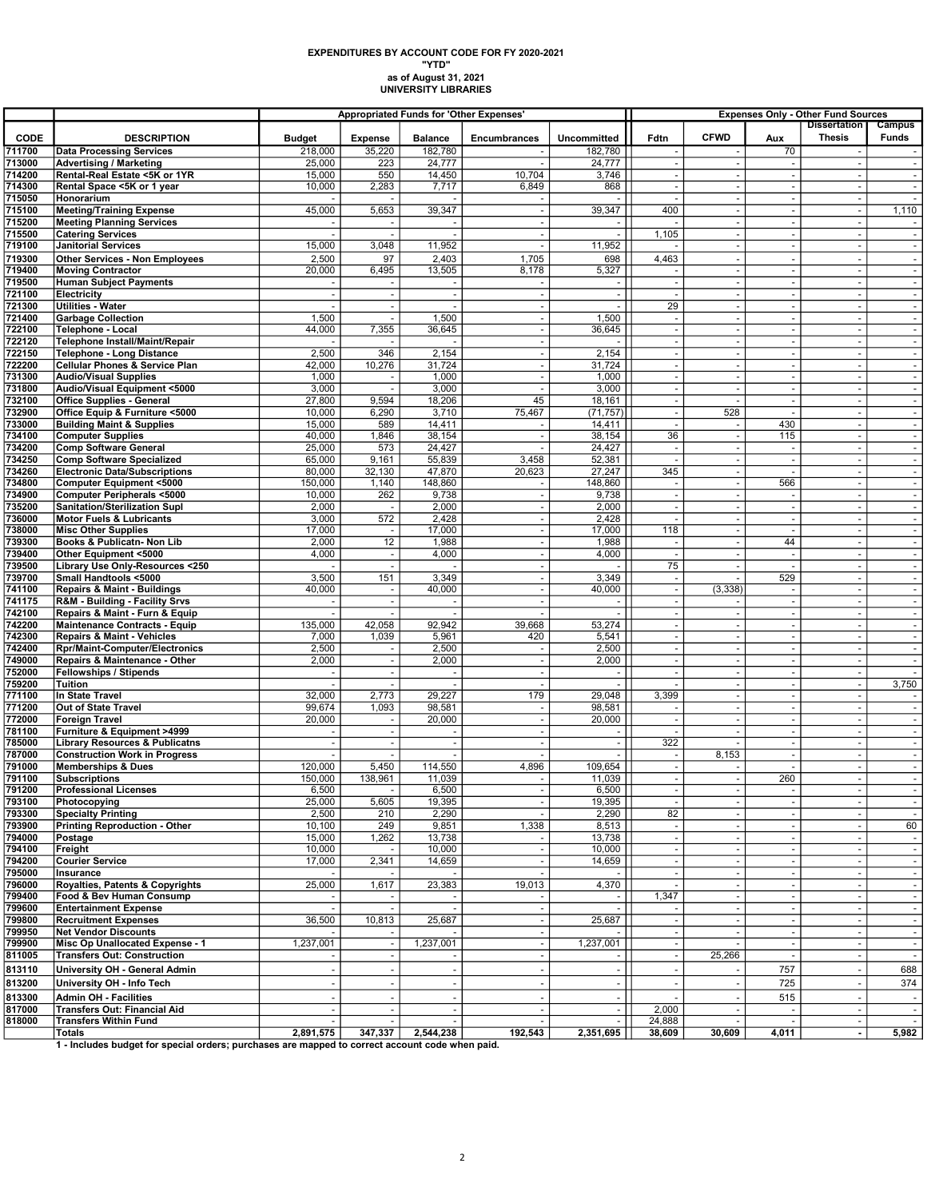**EXPENDITURES BY ACCOUNT CODE FOR FY 2020-2021**
**"YTD"**
**as of August 31, 2021**
**UNIVERSITY LIBRARIES**

| | | Appropriated Funds for 'Other Expenses' | | | | | Expenses Only - Other Fund Sources | | | | |
|---|---|---|---|---|---|---|---|---|---|---|---|
| CODE | DESCRIPTION | Budget | Expense | Balance | Encumbrances | Uncommitted | Fdtn | CFWD | Aux | Dissertation Thesis | Campus Funds |
| 711700 | Data Processing Services | 218,000 | 35,220 | 182,780 | - | 182,780 | - | - | 70 | - | - |
| 713000 | Advertising / Marketing | 25,000 | 223 | 24,777 | - | 24,777 | - | - | - | - | - |
| 714200 | Rental-Real Estate <5K or 1YR | 15,000 | 550 | 14,450 | 10,704 | 3,746 | - | - | - | - | - |
| 714300 | Rental Space <5K or 1 year | 10,000 | 2,283 | 7,717 | 6,849 | 868 | - | - | - | - | - |
| 715050 | Honorarium | - | - | - | - | - | - | - | - | - | - |
| 715100 | Meeting/Training Expense | 45,000 | 5,653 | 39,347 | - | 39,347 | 400 | - | - | - | 1,110 |
| 715200 | Meeting Planning Services | - | - | - | - | - | - | - | - | - | - |
| 715500 | Catering Services | - | - | - | - | - | 1,105 | - | - | - | - |
| 719100 | Janitorial Services | 15,000 | 3,048 | 11,952 | - | 11,952 | - | - | - | - | - |
| 719300 | Other Services - Non Employees | 2,500 | 97 | 2,403 | 1,705 | 698 | 4,463 | - | - | - | - |
| 719400 | Moving Contractor | 20,000 | 6,495 | 13,505 | 8,178 | 5,327 | - | - | - | - | - |
| 719500 | Human Subject Payments | - | - | - | - | - | - | - | - | - | - |
| 721100 | Electricity | - | - | - | - | - | - | - | - | - | - |
| 721300 | Utilities - Water | - | - | - | - | - | 29 | - | - | - | - |
| 721400 | Garbage Collection | 1,500 | - | 1,500 | - | 1,500 | - | - | - | - | - |
| 722100 | Telephone - Local | 44,000 | 7,355 | 36,645 | - | 36,645 | - | - | - | - | - |
| 722120 | Telephone Install/Maint/Repair | - | - | - | - | - | - | - | - | - | - |
| 722150 | Telephone - Long Distance | 2,500 | 346 | 2,154 | - | 2,154 | - | - | - | - | - |
| 722200 | Cellular Phones & Service Plan | 42,000 | 10,276 | 31,724 | - | 31,724 | - | - | - | - | - |
| 731300 | Audio/Visual Supplies | 1,000 | - | 1,000 | - | 1,000 | - | - | - | - | - |
| 731800 | Audio/Visual Equipment <5000 | 3,000 | - | 3,000 | - | 3,000 | - | - | - | - | - |
| 732100 | Office Supplies - General | 27,800 | 9,594 | 18,206 | 45 | 18,161 | - | - | - | - | - |
| 732900 | Office Equip & Furniture <5000 | 10,000 | 6,290 | 3,710 | 75,467 | (71,757) | - | 528 | - | - | - |
| 733000 | Building Maint & Supplies | 15,000 | 589 | 14,411 | - | 14,411 | - | - | 430 | - | - |
| 734100 | Computer Supplies | 40,000 | 1,846 | 38,154 | - | 38,154 | 36 | - | 115 | - | - |
| 734200 | Comp Software General | 25,000 | 573 | 24,427 | - | 24,427 | - | - | - | - | - |
| 734250 | Comp Software Specialized | 65,000 | 9,161 | 55,839 | 3,458 | 52,381 | - | - | - | - | - |
| 734260 | Electronic Data/Subscriptions | 80,000 | 32,130 | 47,870 | 20,623 | 27,247 | 345 | - | - | - | - |
| 734800 | Computer Equipment <5000 | 150,000 | 1,140 | 148,860 | - | 148,860 | - | - | 566 | - | - |
| 734900 | Computer Peripherals <5000 | 10,000 | 262 | 9,738 | - | 9,738 | - | - | - | - | - |
| 735200 | Sanitation/Sterilization Supl | 2,000 | - | 2,000 | - | 2,000 | - | - | - | - | - |
| 736000 | Motor Fuels & Lubricants | 3,000 | 572 | 2,428 | - | 2,428 | - | - | - | - | - |
| 738000 | Misc Other Supplies | 17,000 | - | 17,000 | - | 17,000 | 118 | - | - | - | - |
| 739300 | Books & Publicatn- Non Lib | 2,000 | 12 | 1,988 | - | 1,988 | - | - | 44 | - | - |
| 739400 | Other Equipment <5000 | 4,000 | - | 4,000 | - | 4,000 | - | - | - | - | - |
| 739500 | Library Use Only-Resources <250 | - | - | - | - | - | 75 | - | - | - | - |
| 739700 | Small Handtools <5000 | 3,500 | 151 | 3,349 | - | 3,349 | - | - | 529 | - | - |
| 741100 | Repairs & Maint - Buildings | 40,000 | - | 40,000 | - | 40,000 | - | (3,338) | - | - | - |
| 741175 | R&M - Building - Facility Srvs | - | - | - | - | - | - | - | - | - | - |
| 742100 | Repairs & Maint - Furn & Equip | - | - | - | - | - | - | - | - | - | - |
| 742200 | Maintenance Contracts - Equip | 135,000 | 42,058 | 92,942 | 39,668 | 53,274 | - | - | - | - | - |
| 742300 | Repairs & Maint - Vehicles | 7,000 | 1,039 | 5,961 | 420 | 5,541 | - | - | - | - | - |
| 742400 | Rpr/Maint-Computer/Electronics | 2,500 | - | 2,500 | - | 2,500 | - | - | - | - | - |
| 749000 | Repairs & Maintenance - Other | 2,000 | - | 2,000 | - | 2,000 | - | - | - | - | - |
| 752000 | Fellowships / Stipends | - | - | - | - | - | - | - | - | - | - |
| 759200 | Tuition | - | - | - | - | - | - | - | - | - | 3,750 |
| 771100 | In State Travel | 32,000 | 2,773 | 29,227 | 179 | 29,048 | 3,399 | - | - | - | - |
| 771200 | Out of State Travel | 99,674 | 1,093 | 98,581 | - | 98,581 | - | - | - | - | - |
| 772000 | Foreign Travel | 20,000 | - | 20,000 | - | 20,000 | - | - | - | - | - |
| 781100 | Furniture & Equipment >4999 | - | - | - | - | - | - | - | - | - | - |
| 785000 | Library Resources & Publicatns | - | - | - | - | - | 322 | - | - | - | - |
| 787000 | Construction Work in Progress | - | - | - | - | - | - | 8,153 | - | - | - |
| 791000 | Memberships & Dues | 120,000 | 5,450 | 114,550 | 4,896 | 109,654 | - | - | - | - | - |
| 791100 | Subscriptions | 150,000 | 138,961 | 11,039 | - | 11,039 | - | - | 260 | - | - |
| 791200 | Professional Licenses | 6,500 | - | 6,500 | - | 6,500 | - | - | - | - | - |
| 793100 | Photocopying | 25,000 | 5,605 | 19,395 | - | 19,395 | - | - | - | - | - |
| 793300 | Specialty Printing | 2,500 | 210 | 2,290 | - | 2,290 | 82 | - | - | - | - |
| 793900 | Printing Reproduction - Other | 10,100 | 249 | 9,851 | 1,338 | 8,513 | - | - | - | - | 60 |
| 794000 | Postage | 15,000 | 1,262 | 13,738 | - | 13,738 | - | - | - | - | - |
| 794100 | Freight | 10,000 | - | 10,000 | - | 10,000 | - | - | - | - | - |
| 794200 | Courier Service | 17,000 | 2,341 | 14,659 | - | 14,659 | - | - | - | - | - |
| 795000 | Insurance | - | - | - | - | - | - | - | - | - | - |
| 796000 | Royalties, Patents & Copyrights | 25,000 | 1,617 | 23,383 | 19,013 | 4,370 | - | - | - | - | - |
| 799400 | Food & Bev Human Consump | - | - | - | - | - | 1,347 | - | - | - | - |
| 799600 | Entertainment Expense | - | - | - | - | - | - | - | - | - | - |
| 799800 | Recruitment Expenses | 36,500 | 10,813 | 25,687 | - | 25,687 | - | - | - | - | - |
| 799950 | Net Vendor Discounts | - | - | - | - | - | - | - | - | - | - |
| 799900 | Misc Op Unallocated Expense - 1 | 1,237,001 | - | 1,237,001 | - | 1,237,001 | - | - | - | - | - |
| 811005 | Transfers Out: Construction | - | - | - | - | - | - | 25,266 | - | - | - |
| 813110 | University OH - General Admin | - | - | - | - | - | - | - | 757 | - | 688 |
| 813200 | University OH - Info Tech | - | - | - | - | - | - | - | 725 | - | 374 |
| 813300 | Admin OH - Facilities | - | - | - | - | - | - | - | 515 | - | - |
| 817000 | Transfers Out: Financial Aid | - | - | - | - | - | 2,000 | - | - | - | - |
| 818000 | Transfers Within Fund | - | - | - | - | - | 24,888 | - | - | - | - |
| | **Totals** | **2,891,575** | **347,337** | **2,544,238** | **192,543** | **2,351,695** | **38,609** | **30,609** | **4,011** | **-** | **5,982** |

**1 - Includes budget for special orders; purchases are mapped to correct account code when paid.**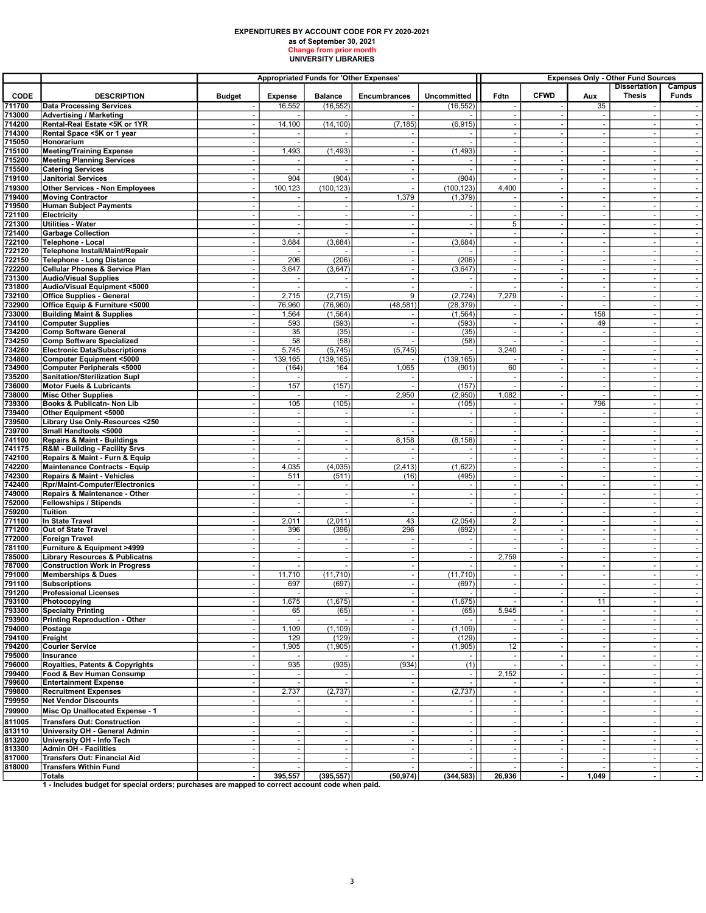**EXPENDITURES BY ACCOUNT CODE FOR FY 2020-2021**
**as of September 30, 2021**
**Change from prior month**
**UNIVERSITY LIBRARIES**

| | | Appropriated Funds for 'Other Expenses' | | | | | Expenses Only - Other Fund Sources | | | | |
|---|---|---|---|---|---|---|---|---|---|---|---|
| CODE | DESCRIPTION | Budget | Expense | Balance | Encumbrances | Uncommitted | Fdtn | CFWD | Aux | Dissertation Thesis | Campus Funds |
| 711700 | Data Processing Services | - | 16,552 | (16,552) | - | (16,552) | - | - | 35 | - | - |
| 713000 | Advertising / Marketing | - | - | - | - | - | - | - | - | - | - |
| 714200 | Rental-Real Estate <5K or 1YR | - | 14,100 | (14,100) | (7,185) | (6,915) | - | - | - | - | - |
| 714300 | Rental Space <5K or 1 year | - | - | - | - | - | - | - | - | - | - |
| 715050 | Honorarium | - | - | - | - | - | - | - | - | - | - |
| 715100 | Meeting/Training Expense | - | 1,493 | (1,493) | - | (1,493) | - | - | - | - | - |
| 715200 | Meeting Planning Services | - | - | - | - | - | - | - | - | - | - |
| 715500 | Catering Services | - | - | - | - | - | - | - | - | - | - |
| 719100 | Janitorial Services | - | 904 | (904) | - | (904) | - | - | - | - | - |
| 719300 | Other Services - Non Employees | - | 100,123 | (100,123) | - | (100,123) | 4,400 | - | - | - | - |
| 719400 | Moving Contractor | - | - | - | 1,379 | (1,379) | - | - | - | - | - |
| 719500 | Human Subject Payments | - | - | - | - | - | - | - | - | - | - |
| 721100 | Electricity | - | - | - | - | - | - | - | - | - | - |
| 721300 | Utilities - Water | - | - | - | - | - | 5 | - | - | - | - |
| 721400 | Garbage Collection | - | - | - | - | - | - | - | - | - | - |
| 722100 | Telephone - Local | - | 3,684 | (3,684) | - | (3,684) | - | - | - | - | - |
| 722120 | Telephone Install/Maint/Repair | - | - | - | - | - | - | - | - | - | - |
| 722150 | Telephone - Long Distance | - | 206 | (206) | - | (206) | - | - | - | - | - |
| 722200 | Cellular Phones & Service Plan | - | 3,647 | (3,647) | - | (3,647) | - | - | - | - | - |
| 731300 | Audio/Visual Supplies | - | - | - | - | - | - | - | - | - | - |
| 731800 | Audio/Visual Equipment <5000 | - | - | - | - | - | - | - | - | - | - |
| 732100 | Office Supplies - General | - | 2,715 | (2,715) | 9 | (2,724) | 7,279 | - | - | - | - |
| 732900 | Office Equip & Furniture <5000 | - | 76,960 | (76,960) | (48,581) | (28,379) | - | - | - | - | - |
| 733000 | Building Maint & Supplies | - | 1,564 | (1,564) | - | (1,564) | - | - | 158 | - | - |
| 734100 | Computer Supplies | - | 593 | (593) | - | (593) | - | - | 49 | - | - |
| 734200 | Comp Software General | - | 35 | (35) | - | (35) | - | - | - | - | - |
| 734250 | Comp Software Specialized | - | 58 | (58) | - | (58) | - | - | - | - | - |
| 734260 | Electronic Data/Subscriptions | - | 5,745 | (5,745) | (5,745) | - | 3,240 | - | - | - | - |
| 734800 | Computer Equipment <5000 | - | 139,165 | (139,165) | - | (139,165) | - | - | - | - | - |
| 734900 | Computer Peripherals <5000 | - | (164) | 164 | 1,065 | (901) | 60 | - | - | - | - |
| 735200 | Sanitation/Sterilization Supl | - | - | - | - | - | - | - | - | - | - |
| 736000 | Motor Fuels & Lubricants | - | 157 | (157) | - | (157) | - | - | - | - | - |
| 738000 | Misc Other Supplies | - | - | - | 2,950 | (2,950) | 1,082 | - | - | - | - |
| 739300 | Books & Publicatn- Non Lib | - | 105 | (105) | - | (105) | - | - | 796 | - | - |
| 739400 | Other Equipment <5000 | - | - | - | - | - | - | - | - | - | - |
| 739500 | Library Use Only-Resources <250 | - | - | - | - | - | - | - | - | - | - |
| 739700 | Small Handtools <5000 | - | - | - | - | - | - | - | - | - | - |
| 741100 | Repairs & Maint - Buildings | - | - | - | 8,158 | (8,158) | - | - | - | - | - |
| 741175 | R&M - Building - Facility Srvs | - | - | - | - | - | - | - | - | - | - |
| 742100 | Repairs & Maint - Furn & Equip | - | - | - | - | - | - | - | - | - | - |
| 742200 | Maintenance Contracts - Equip | - | 4,035 | (4,035) | (2,413) | (1,622) | - | - | - | - | - |
| 742300 | Repairs & Maint - Vehicles | - | 511 | (511) | (16) | (495) | - | - | - | - | - |
| 742400 | Rpr/Maint-Computer/Electronics | - | - | - | - | - | - | - | - | - | - |
| 749000 | Repairs & Maintenance - Other | - | - | - | - | - | - | - | - | - | - |
| 752000 | Fellowships / Stipends | - | - | - | - | - | - | - | - | - | - |
| 759200 | Tuition | - | - | - | - | - | - | - | - | - | - |
| 771100 | In State Travel | - | 2,011 | (2,011) | 43 | (2,054) | 2 | - | - | - | - |
| 771200 | Out of State Travel | - | 396 | (396) | 296 | (692) | - | - | - | - | - |
| 772000 | Foreign Travel | - | - | - | - | - | - | - | - | - | - |
| 781100 | Furniture & Equipment >4999 | - | - | - | - | - | - | - | - | - | - |
| 785000 | Library Resources & Publicatns | - | - | - | - | - | 2,759 | - | - | - | - |
| 787000 | Construction Work in Progress | - | - | - | - | - | - | - | - | - | - |
| 791000 | Memberships & Dues | - | 11,710 | (11,710) | - | (11,710) | - | - | - | - | - |
| 791100 | Subscriptions | - | 697 | (697) | - | (697) | - | - | - | - | - |
| 791200 | Professional Licenses | - | - | - | - | - | - | - | - | - | - |
| 793100 | Photocopying | - | 1,675 | (1,675) | - | (1,675) | - | - | 11 | - | - |
| 793300 | Specialty Printing | - | 65 | (65) | - | (65) | 5,945 | - | - | - | - |
| 793900 | Printing Reproduction - Other | - | - | - | - | - | - | - | - | - | - |
| 794000 | Postage | - | 1,109 | (1,109) | - | (1,109) | - | - | - | - | - |
| 794100 | Freight | - | 129 | (129) | - | (129) | - | - | - | - | - |
| 794200 | Courier Service | - | 1,905 | (1,905) | - | (1,905) | 12 | - | - | - | - |
| 795000 | Insurance | - | - | - | - | - | - | - | - | - | - |
| 796000 | Royalties, Patents & Copyrights | - | 935 | (935) | (934) | (1) | - | - | - | - | - |
| 799400 | Food & Bev Human Consump | - | - | - | - | - | 2,152 | - | - | - | - |
| 799600 | Entertainment Expense | - | - | - | - | - | - | - | - | - | - |
| 799800 | Recruitment Expenses | - | 2,737 | (2,737) | - | (2,737) | - | - | - | - | - |
| 799950 | Net Vendor Discounts | - | - | - | - | - | - | - | - | - | - |
| 799900 | Misc Op Unallocated Expense - 1 | - | - | - | - | - | - | - | - | - | - |
| 811005 | Transfers Out: Construction | - | - | - | - | - | - | - | - | - | - |
| 813110 | University OH - General Admin | - | - | - | - | - | - | - | - | - | - |
| 813200 | University OH - Info Tech | - | - | - | - | - | - | - | - | - | - |
| 813300 | Admin OH - Facilities | - | - | - | - | - | - | - | - | - | - |
| 817000 | Transfers Out: Financial Aid | - | - | - | - | - | - | - | - | - | - |
| 818000 | Transfers Within Fund | - | - | - | - | - | - | - | - | - | - |
| | Totals | - | 395,557 | (395,557) | (50,974) | (344,583) | 26,936 | - | 1,049 | - | - |

1 - Includes budget for special orders; purchases are mapped to correct account code when paid.